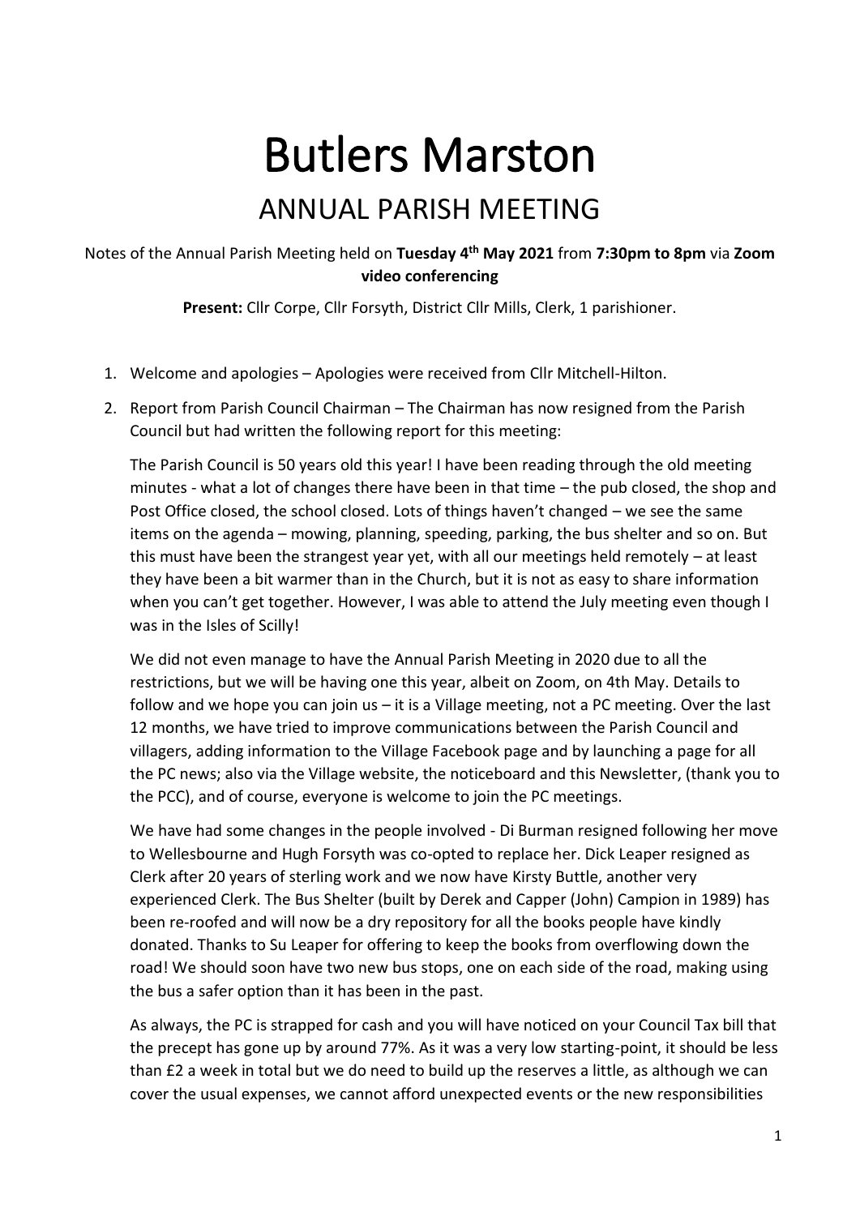# Butlers Marston

## ANNUAL PARISH MEETING

Notes of the Annual Parish Meeting held on **Tuesday 4th May 2021** from **7:30pm to 8pm** via **Zoom video conferencing**

**Present:** Cllr Corpe, Cllr Forsyth, District Cllr Mills, Clerk, 1 parishioner.

1. Welcome and apologies – Apologies were received from Cllr Mitchell-Hilton.
2. Report from Parish Council Chairman – The Chairman has now resigned from the Parish Council but had written the following report for this meeting:

   The Parish Council is 50 years old this year! I have been reading through the old meeting minutes - what a lot of changes there have been in that time – the pub closed, the shop and Post Office closed, the school closed. Lots of things haven't changed – we see the same items on the agenda – mowing, planning, speeding, parking, the bus shelter and so on. But this must have been the strangest year yet, with all our meetings held remotely – at least they have been a bit warmer than in the Church, but it is not as easy to share information when you can't get together. However, I was able to attend the July meeting even though I was in the Isles of Scilly!

   We did not even manage to have the Annual Parish Meeting in 2020 due to all the restrictions, but we will be having one this year, albeit on Zoom, on 4th May. Details to follow and we hope you can join us – it is a Village meeting, not a PC meeting. Over the last 12 months, we have tried to improve communications between the Parish Council and villagers, adding information to the Village Facebook page and by launching a page for all the PC news; also via the Village website, the noticeboard and this Newsletter, (thank you to the PCC), and of course, everyone is welcome to join the PC meetings.

   We have had some changes in the people involved - Di Burman resigned following her move to Wellesbourne and Hugh Forsyth was co-opted to replace her. Dick Leaper resigned as Clerk after 20 years of sterling work and we now have Kirsty Buttle, another very experienced Clerk. The Bus Shelter (built by Derek and Capper (John) Campion in 1989) has been re-roofed and will now be a dry repository for all the books people have kindly donated. Thanks to Su Leaper for offering to keep the books from overflowing down the road! We should soon have two new bus stops, one on each side of the road, making using the bus a safer option than it has been in the past.

   As always, the PC is strapped for cash and you will have noticed on your Council Tax bill that the precept has gone up by around 77%. As it was a very low starting-point, it should be less than £2 a week in total but we do need to build up the reserves a little, as although we can cover the usual expenses, we cannot afford unexpected events or the new responsibilities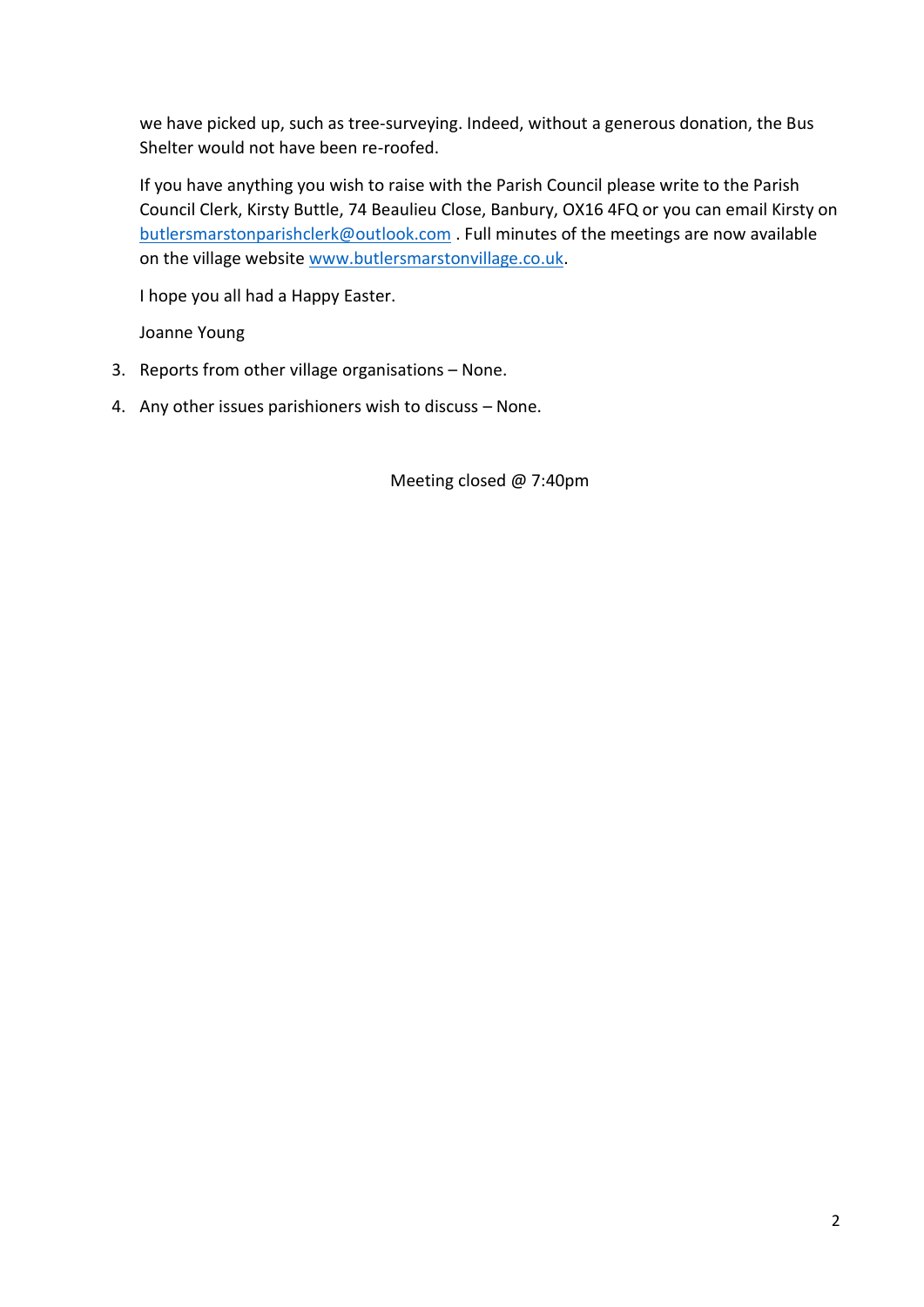we have picked up, such as tree-surveying. Indeed, without a generous donation, the Bus Shelter would not have been re-roofed.

If you have anything you wish to raise with the Parish Council please write to the Parish Council Clerk, Kirsty Buttle, 74 Beaulieu Close, Banbury, OX16 4FQ or you can email Kirsty on butlersmarstonparishclerk@outlook.com . Full minutes of the meetings are now available on the village website www.butlersmarstonvillage.co.uk.

I hope you all had a Happy Easter.

Joanne Young

3. Reports from other village organisations – None.
4. Any other issues parishioners wish to discuss – None.

Meeting closed @ 7:40pm